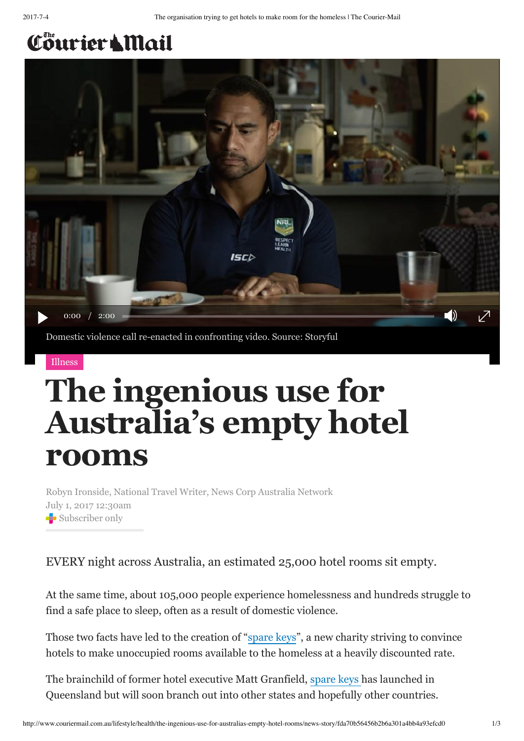Domestic violence call re-enacted in confronting video. Source: Storyful

Illness

# The ingenious use for Australia's empty hotel rooms

Robyn Ironside, National Travel Writer, News Corp Australia Network
July 1, 2017 12:30am
Subscriber only

EVERY night across Australia, an estimated 25,000 hotel rooms sit empty.

At the same time, about 105,000 people experience homelessness and hundreds struggle to find a safe place to sleep, often as a result of domestic violence.

Those two facts have led to the creation of "spare keys", a new charity striving to convince hotels to make unoccupied rooms available to the homeless at a heavily discounted rate.

The brainchild of former hotel executive Matt Granfield, spare keys has launched in Queensland but will soon branch out into other states and hopefully other countries.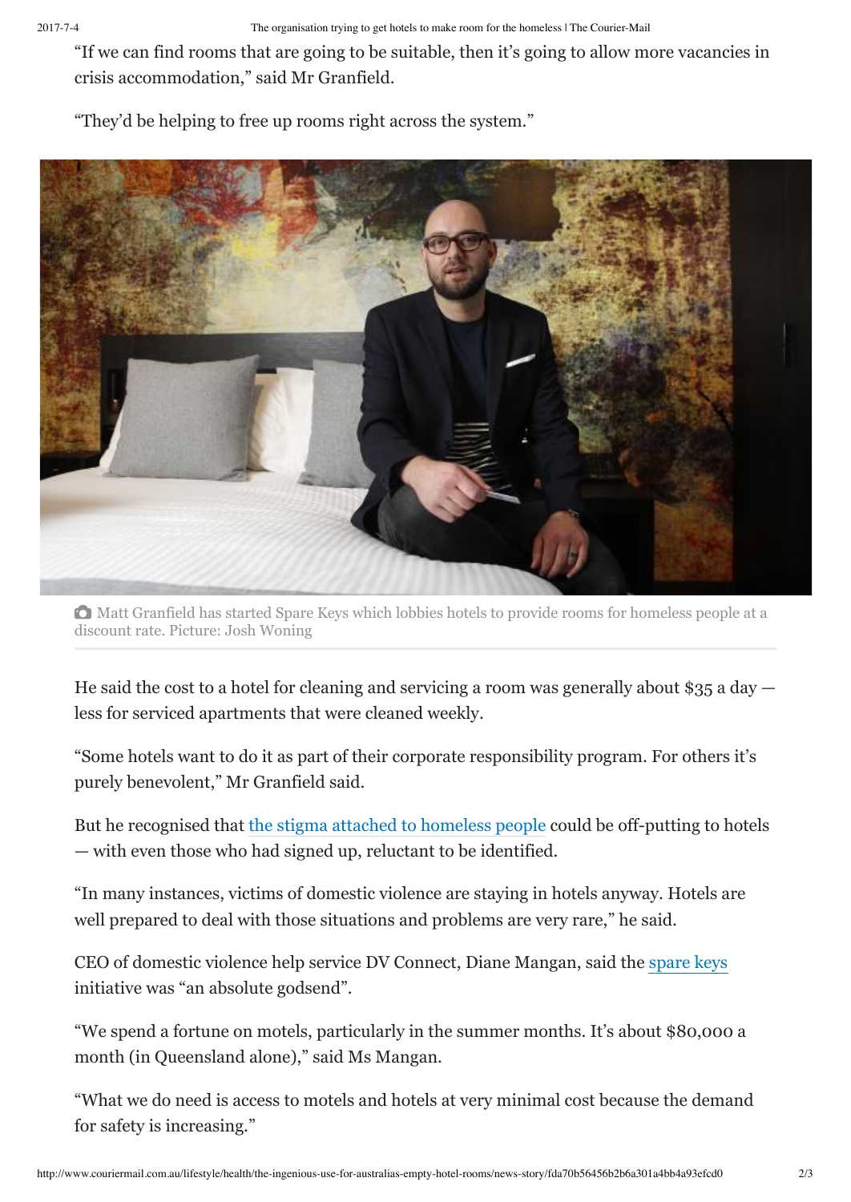"If we can find rooms that are going to be suitable, then it's going to allow more vacancies in crisis accommodation," said Mr Granfield.

"They'd be helping to free up rooms right across the system."

Matt Granfield has started Spare Keys which lobbies hotels to provide rooms for homeless people at a discount rate. Picture: Josh Woning

He said the cost to a hotel for cleaning and servicing a room was generally about $35 a day — less for serviced apartments that were cleaned weekly.

"Some hotels want to do it as part of their corporate responsibility program. For others it's purely benevolent," Mr Granfield said.

But he recognised that the stigma attached to homeless people could be off-putting to hotels — with even those who had signed up, reluctant to be identified.

"In many instances, victims of domestic violence are staying in hotels anyway. Hotels are well prepared to deal with those situations and problems are very rare," he said.

CEO of domestic violence help service DV Connect, Diane Mangan, said the spare keys initiative was "an absolute godsend".

"We spend a fortune on motels, particularly in the summer months. It's about $80,000 a month (in Queensland alone)," said Ms Mangan.

"What we do need is access to motels and hotels at very minimal cost because the demand for safety is increasing."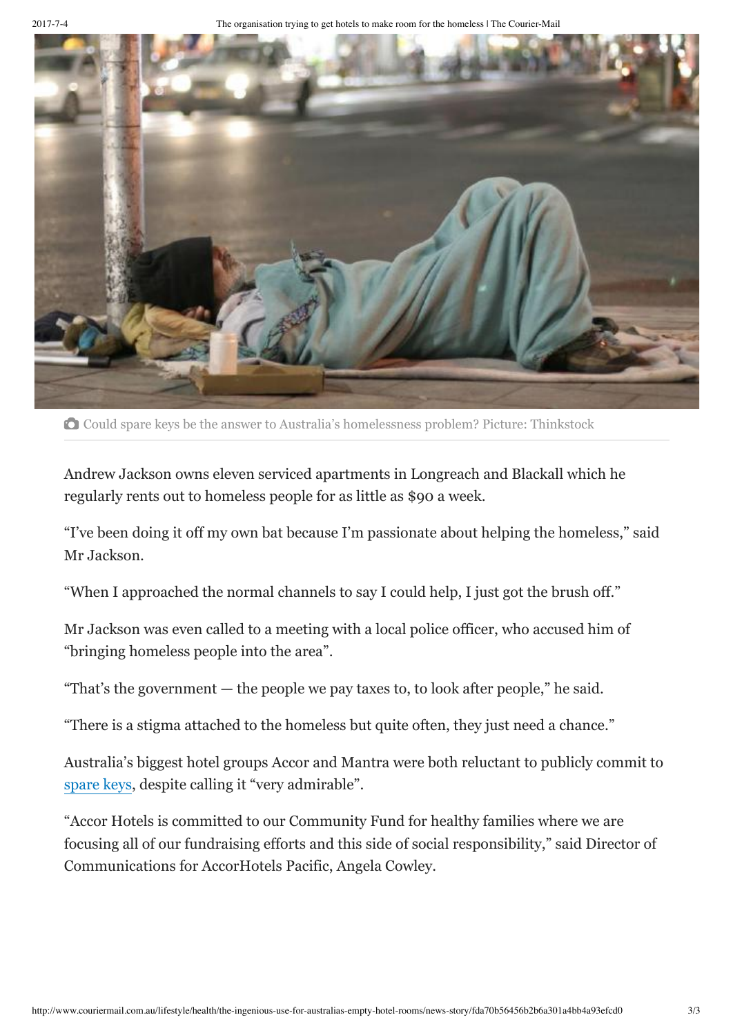Could spare keys be the answer to Australia's homelessness problem? Picture: Thinkstock

Andrew Jackson owns eleven serviced apartments in Longreach and Blackall which he regularly rents out to homeless people for as little as $90 a week.

"I've been doing it off my own bat because I'm passionate about helping the homeless," said Mr Jackson.

"When I approached the normal channels to say I could help, I just got the brush off."

Mr Jackson was even called to a meeting with a local police officer, who accused him of "bringing homeless people into the area".

"That's the government — the people we pay taxes to, to look after people," he said.

"There is a stigma attached to the homeless but quite often, they just need a chance."

Australia's biggest hotel groups Accor and Mantra were both reluctant to publicly commit to spare keys, despite calling it "very admirable".

"Accor Hotels is committed to our Community Fund for healthy families where we are focusing all of our fundraising efforts and this side of social responsibility," said Director of Communications for AccorHotels Pacific, Angela Cowley.